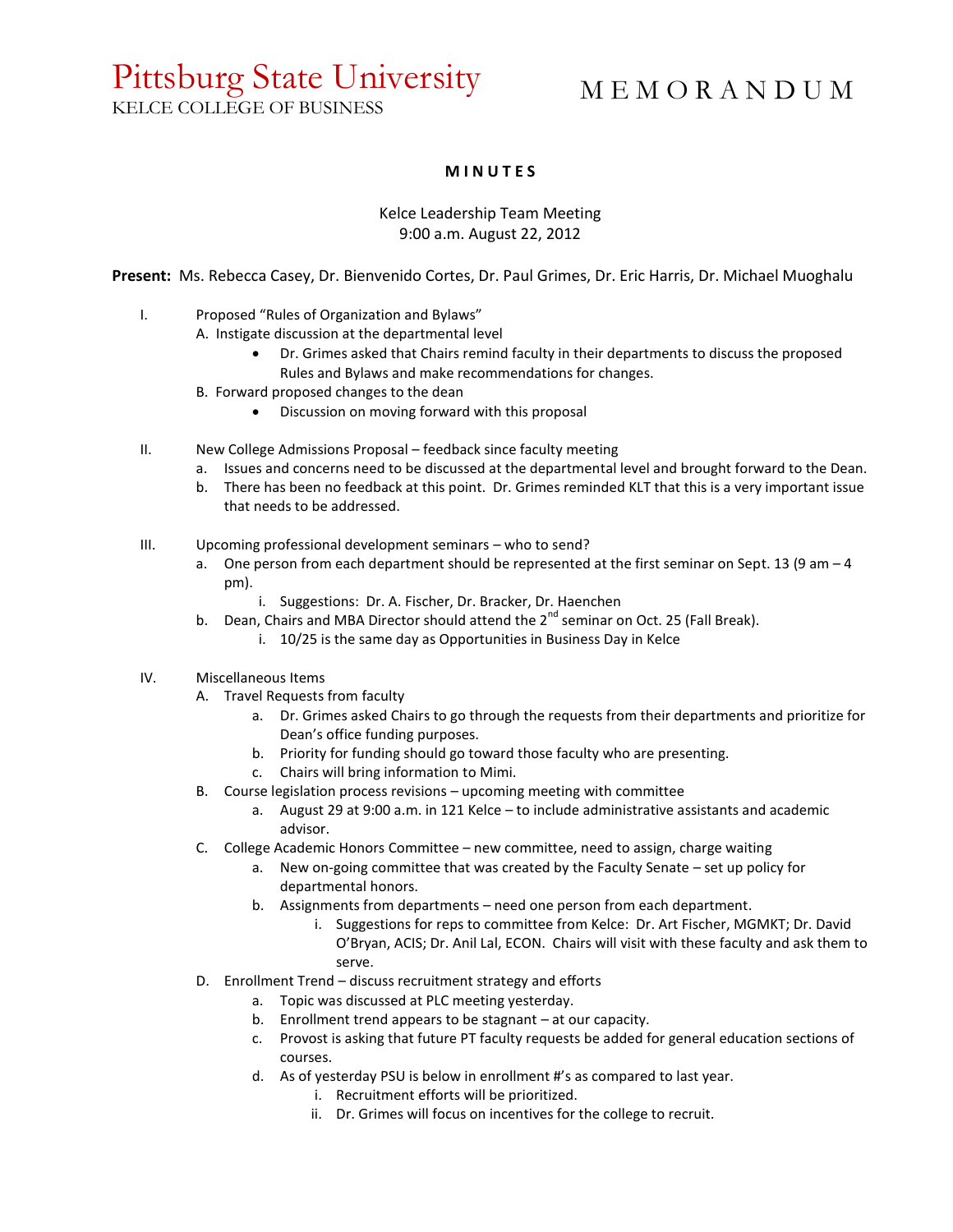Pittsburg State University
KELCE COLLEGE OF BUSINESS

# MEMORANDUM

## MINUTES

Kelce Leadership Team Meeting
9:00 a.m. August 22, 2012

**Present:** Ms. Rebecca Casey, Dr. Bienvenido Cortes, Dr. Paul Grimes, Dr. Eric Harris, Dr. Michael Muoghalu

I. Proposed "Rules of Organization and Bylaws"
   - A. Instigate discussion at the departmental level
     - Dr. Grimes asked that Chairs remind faculty in their departments to discuss the proposed Rules and Bylaws and make recommendations for changes.
   - B. Forward proposed changes to the dean
     - Discussion on moving forward with this proposal

II. New College Admissions Proposal – feedback since faculty meeting
   - a. Issues and concerns need to be discussed at the departmental level and brought forward to the Dean.
   - b. There has been no feedback at this point. Dr. Grimes reminded KLT that this is a very important issue that needs to be addressed.

III. Upcoming professional development seminars – who to send?
   - a. One person from each department should be represented at the first seminar on Sept. 13 (9 am – 4 pm).
     - i. Suggestions: Dr. A. Fischer, Dr. Bracker, Dr. Haenchen
   - b. Dean, Chairs and MBA Director should attend the 2nd seminar on Oct. 25 (Fall Break).
     - i. 10/25 is the same day as Opportunities in Business Day in Kelce

IV. Miscellaneous Items
   - A. Travel Requests from faculty
     - a. Dr. Grimes asked Chairs to go through the requests from their departments and prioritize for Dean's office funding purposes.
     - b. Priority for funding should go toward those faculty who are presenting.
     - c. Chairs will bring information to Mimi.
   - B. Course legislation process revisions – upcoming meeting with committee
     - a. August 29 at 9:00 a.m. in 121 Kelce – to include administrative assistants and academic advisor.
   - C. College Academic Honors Committee – new committee, need to assign, charge waiting
     - a. New on-going committee that was created by the Faculty Senate – set up policy for departmental honors.
     - b. Assignments from departments – need one person from each department.
       - i. Suggestions for reps to committee from Kelce: Dr. Art Fischer, MGMKT; Dr. David O'Bryan, ACIS; Dr. Anil Lal, ECON. Chairs will visit with these faculty and ask them to serve.
   - D. Enrollment Trend – discuss recruitment strategy and efforts
     - a. Topic was discussed at PLC meeting yesterday.
     - b. Enrollment trend appears to be stagnant – at our capacity.
     - c. Provost is asking that future PT faculty requests be added for general education sections of courses.
     - d. As of yesterday PSU is below in enrollment #'s as compared to last year.
       - i. Recruitment efforts will be prioritized.
       - ii. Dr. Grimes will focus on incentives for the college to recruit.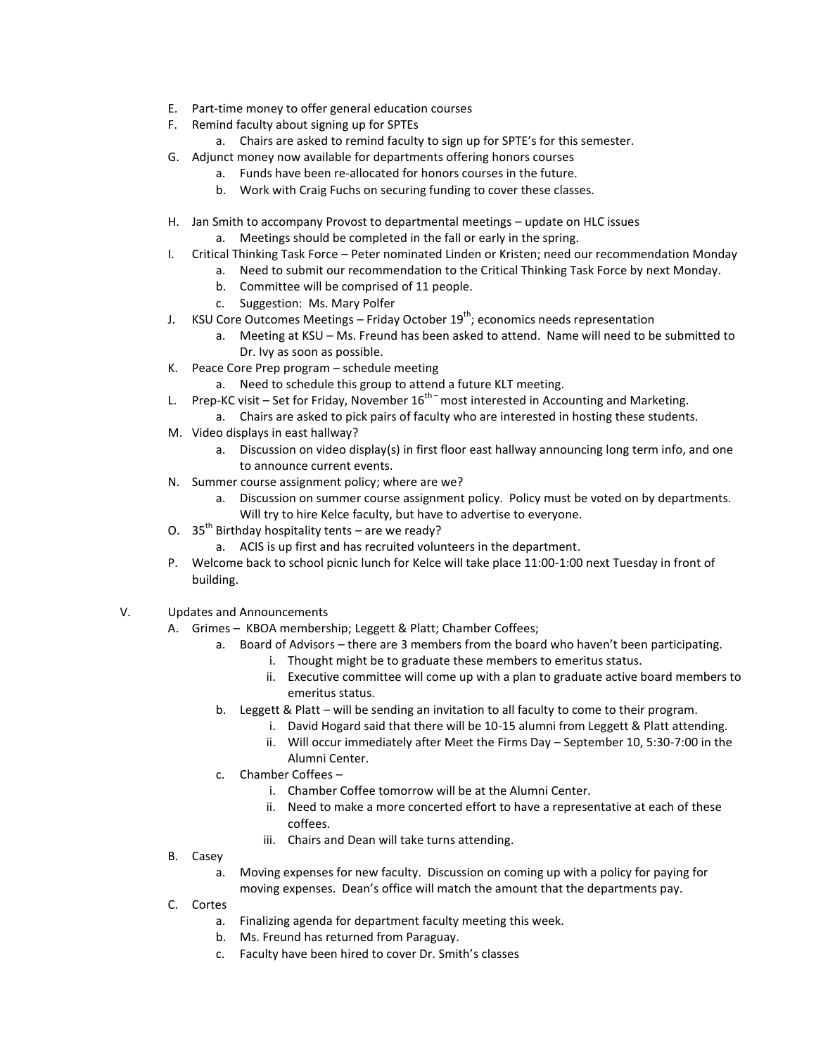E. Part-time money to offer general education courses
F. Remind faculty about signing up for SPTEs
    a. Chairs are asked to remind faculty to sign up for SPTE's for this semester.
G. Adjunct money now available for departments offering honors courses
    a. Funds have been re-allocated for honors courses in the future.
    b. Work with Craig Fuchs on securing funding to cover these classes.

H. Jan Smith to accompany Provost to departmental meetings – update on HLC issues
    a. Meetings should be completed in the fall or early in the spring.
I. Critical Thinking Task Force – Peter nominated Linden or Kristen; need our recommendation Monday
    a. Need to submit our recommendation to the Critical Thinking Task Force by next Monday.
    b. Committee will be comprised of 11 people.
    c. Suggestion: Ms. Mary Polfer
J. KSU Core Outcomes Meetings – Friday October 19th; economics needs representation
    a. Meeting at KSU – Ms. Freund has been asked to attend. Name will need to be submitted to Dr. Ivy as soon as possible.
K. Peace Core Prep program – schedule meeting
    a. Need to schedule this group to attend a future KLT meeting.
L. Prep-KC visit – Set for Friday, November 16th – most interested in Accounting and Marketing.
    a. Chairs are asked to pick pairs of faculty who are interested in hosting these students.
M. Video displays in east hallway?
    a. Discussion on video display(s) in first floor east hallway announcing long term info, and one to announce current events.
N. Summer course assignment policy; where are we?
    a. Discussion on summer course assignment policy. Policy must be voted on by departments. Will try to hire Kelce faculty, but have to advertise to everyone.
O. 35th Birthday hospitality tents – are we ready?
    a. ACIS is up first and has recruited volunteers in the department.
P. Welcome back to school picnic lunch for Kelce will take place 11:00-1:00 next Tuesday in front of building.

V. Updates and Announcements
A. Grimes – KBOA membership; Leggett & Platt; Chamber Coffees;
    a. Board of Advisors – there are 3 members from the board who haven't been participating.
        i. Thought might be to graduate these members to emeritus status.
        ii. Executive committee will come up with a plan to graduate active board members to emeritus status.
    b. Leggett & Platt – will be sending an invitation to all faculty to come to their program.
        i. David Hogard said that there will be 10-15 alumni from Leggett & Platt attending.
        ii. Will occur immediately after Meet the Firms Day – September 10, 5:30-7:00 in the Alumni Center.
    c. Chamber Coffees –
        i. Chamber Coffee tomorrow will be at the Alumni Center.
        ii. Need to make a more concerted effort to have a representative at each of these coffees.
        iii. Chairs and Dean will take turns attending.
B. Casey
    a. Moving expenses for new faculty. Discussion on coming up with a policy for paying for moving expenses. Dean's office will match the amount that the departments pay.
C. Cortes
    a. Finalizing agenda for department faculty meeting this week.
    b. Ms. Freund has returned from Paraguay.
    c. Faculty have been hired to cover Dr. Smith's classes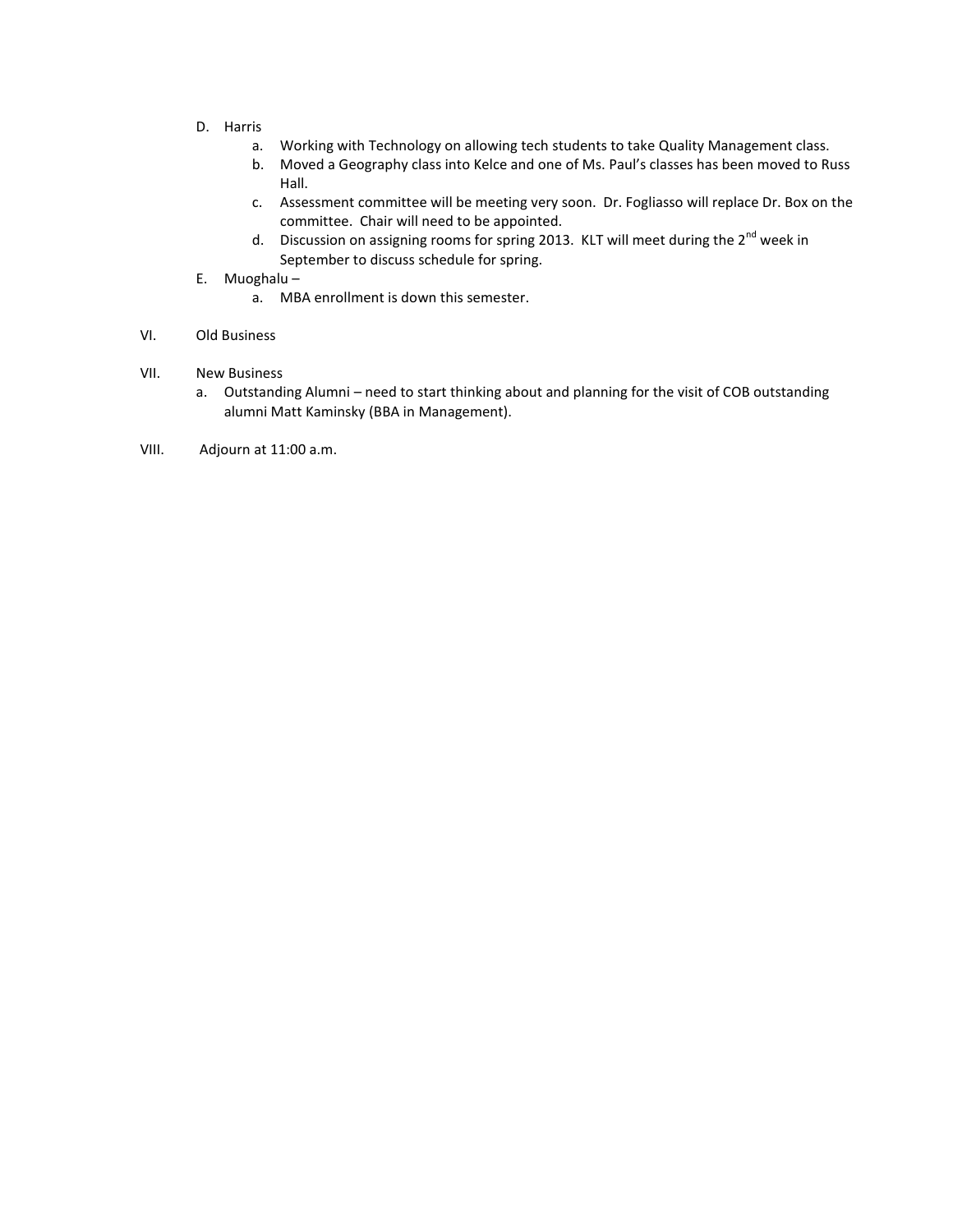D. Harris
   a. Working with Technology on allowing tech students to take Quality Management class.
   b. Moved a Geography class into Kelce and one of Ms. Paul's classes has been moved to Russ Hall.
   c. Assessment committee will be meeting very soon. Dr. Fogliasso will replace Dr. Box on the committee. Chair will need to be appointed.
   d. Discussion on assigning rooms for spring 2013. KLT will meet during the 2nd week in September to discuss schedule for spring.

E. Muoghalu –
   a. MBA enrollment is down this semester.

VI. Old Business

VII. New Business
   a. Outstanding Alumni – need to start thinking about and planning for the visit of COB outstanding alumni Matt Kaminsky (BBA in Management).

VIII. Adjourn at 11:00 a.m.